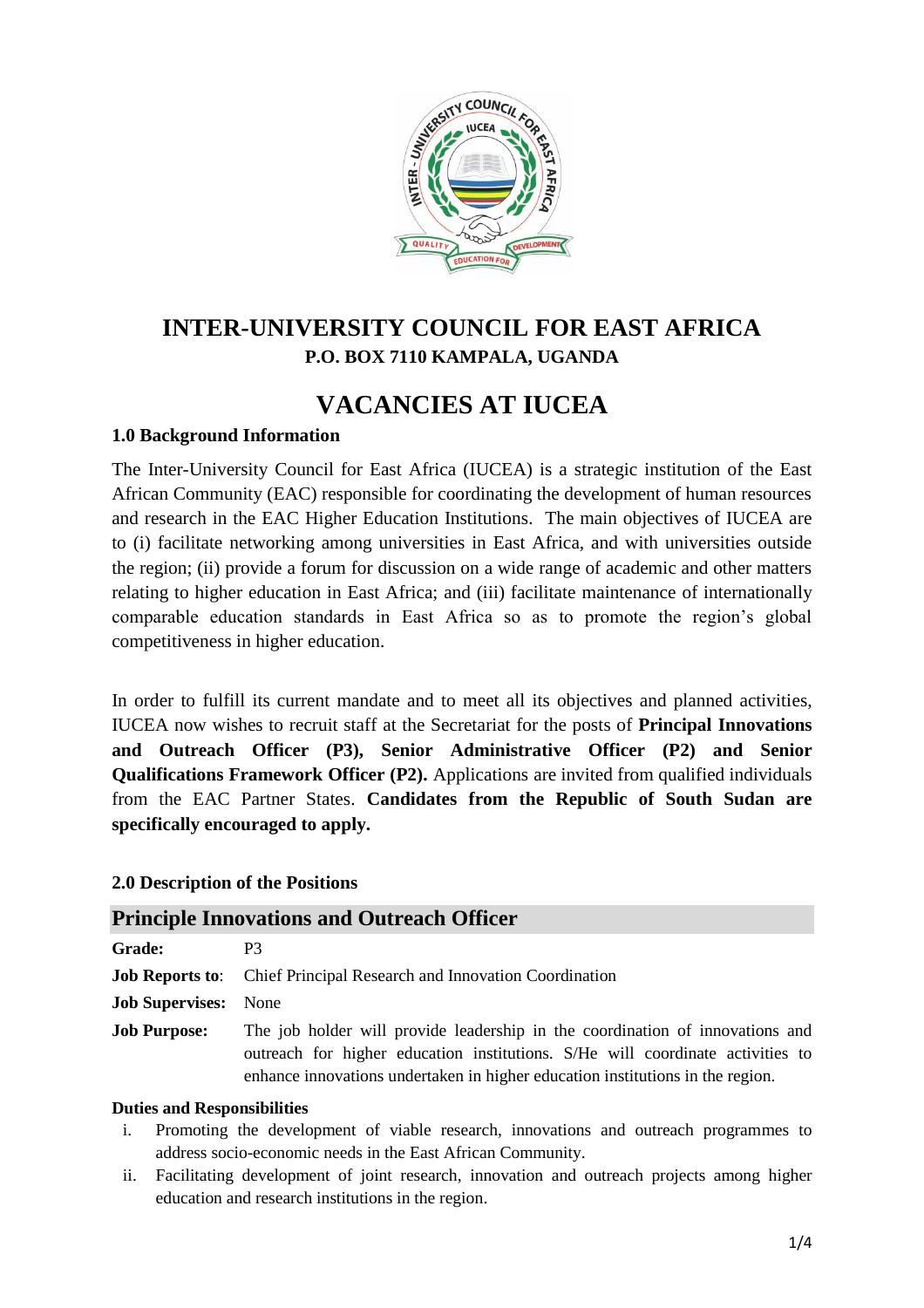# INTER-UNIVERSITY COUNCIL FOR EAST AFRICA

**P.O. BOX 7110 KAMPALA, UGANDA**

# VACANCIES AT IUCEA

### 1.0 Background Information

The Inter-University Council for East Africa (IUCEA) is a strategic institution of the East African Community (EAC) responsible for coordinating the development of human resources and research in the EAC Higher Education Institutions. The main objectives of IUCEA are to (i) facilitate networking among universities in East Africa, and with universities outside the region; (ii) provide a forum for discussion on a wide range of academic and other matters relating to higher education in East Africa; and (iii) facilitate maintenance of internationally comparable education standards in East Africa so as to promote the region's global competitiveness in higher education.

In order to fulfill its current mandate and to meet all its objectives and planned activities, IUCEA now wishes to recruit staff at the Secretariat for the posts of **Principal Innovations and Outreach Officer (P3), Senior Administrative Officer (P2) and Senior Qualifications Framework Officer (P2).** Applications are invited from qualified individuals from the EAC Partner States. **Candidates from the Republic of South Sudan are specifically encouraged to apply.**

### 2.0 Description of the Positions

## Principle Innovations and Outreach Officer

**Grade:** P3

**Job Reports to**: Chief Principal Research and Innovation Coordination

**Job Supervises:** None

**Job Purpose:** The job holder will provide leadership in the coordination of innovations and outreach for higher education institutions. S/He will coordinate activities to enhance innovations undertaken in higher education institutions in the region.

**Duties and Responsibilities**

i. Promoting the development of viable research, innovations and outreach programmes to address socio-economic needs in the East African Community.
ii. Facilitating development of joint research, innovation and outreach projects among higher education and research institutions in the region.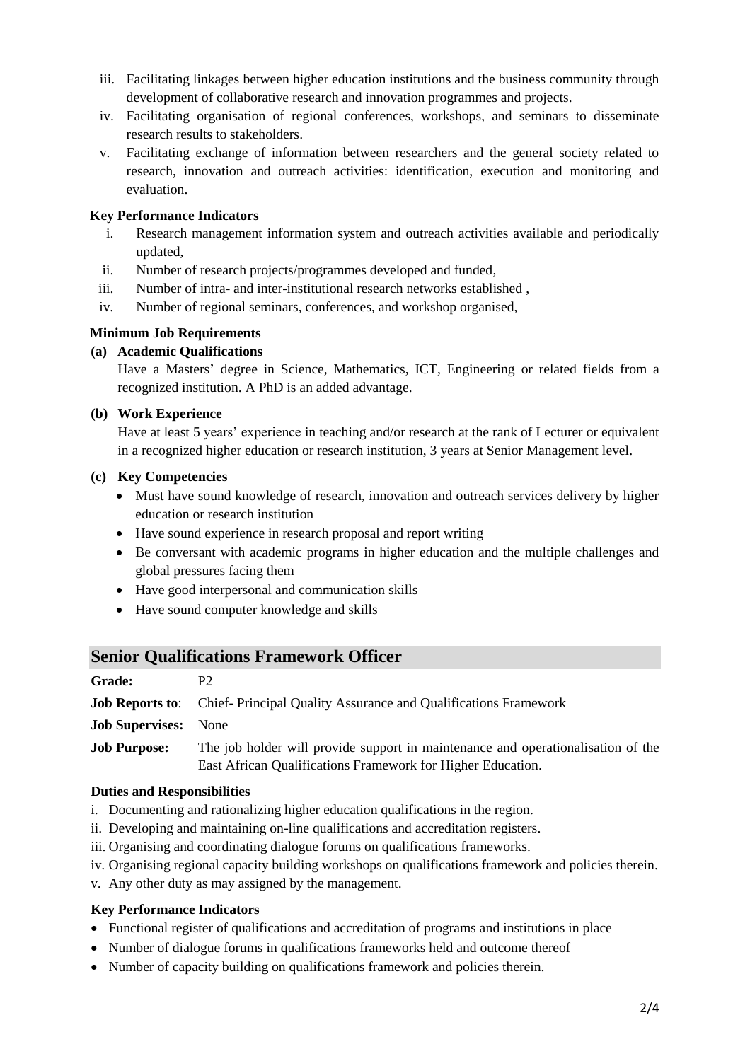iii. Facilitating linkages between higher education institutions and the business community through development of collaborative research and innovation programmes and projects.
iv. Facilitating organisation of regional conferences, workshops, and seminars to disseminate research results to stakeholders.
v. Facilitating exchange of information between researchers and the general society related to research, innovation and outreach activities: identification, execution and monitoring and evaluation.

**Key Performance Indicators**

i. Research management information system and outreach activities available and periodically updated,
ii. Number of research projects/programmes developed and funded,
iii. Number of intra- and inter-institutional research networks established ,
iv. Number of regional seminars, conferences, and workshop organised,

**Minimum Job Requirements**

**(a) Academic Qualifications**

Have a Masters' degree in Science, Mathematics, ICT, Engineering or related fields from a recognized institution. A PhD is an added advantage.

**(b) Work Experience**

Have at least 5 years' experience in teaching and/or research at the rank of Lecturer or equivalent in a recognized higher education or research institution, 3 years at Senior Management level.

**(c) Key Competencies**

- Must have sound knowledge of research, innovation and outreach services delivery by higher education or research institution
- Have sound experience in research proposal and report writing
- Be conversant with academic programs in higher education and the multiple challenges and global pressures facing them
- Have good interpersonal and communication skills
- Have sound computer knowledge and skills

## Senior Qualifications Framework Officer

**Grade:** P2

**Job Reports to**: Chief- Principal Quality Assurance and Qualifications Framework

**Job Supervises:** None

**Job Purpose:** The job holder will provide support in maintenance and operationalisation of the East African Qualifications Framework for Higher Education.

**Duties and Responsibilities**

i. Documenting and rationalizing higher education qualifications in the region.
ii. Developing and maintaining on-line qualifications and accreditation registers.
iii. Organising and coordinating dialogue forums on qualifications frameworks.
iv. Organising regional capacity building workshops on qualifications framework and policies therein.
v. Any other duty as may assigned by the management.

**Key Performance Indicators**

- Functional register of qualifications and accreditation of programs and institutions in place
- Number of dialogue forums in qualifications frameworks held and outcome thereof
- Number of capacity building on qualifications framework and policies therein.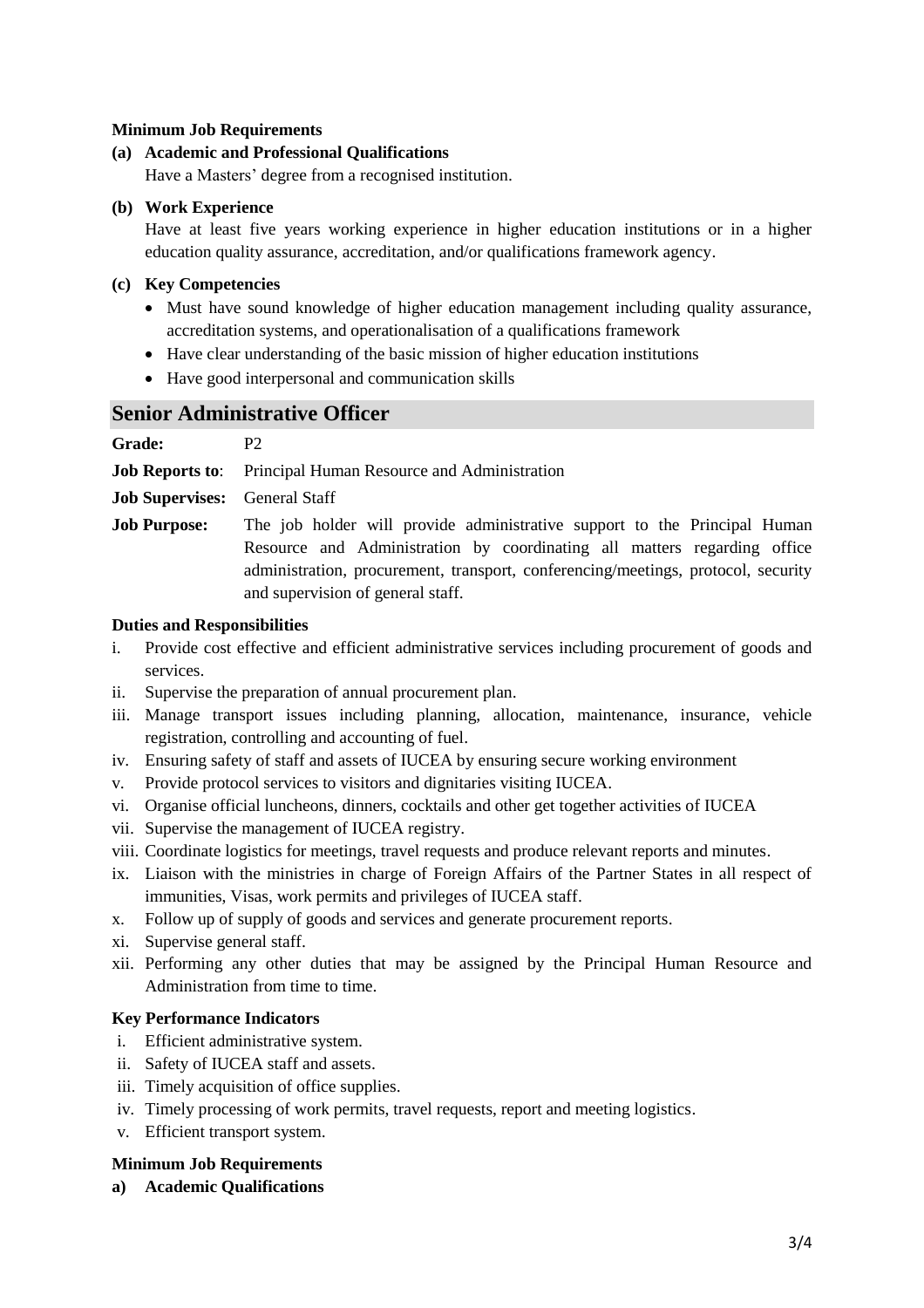**Minimum Job Requirements**

**(a) Academic and Professional Qualifications**

Have a Masters' degree from a recognised institution.

**(b) Work Experience**

Have at least five years working experience in higher education institutions or in a higher education quality assurance, accreditation, and/or qualifications framework agency.

**(c) Key Competencies**

- Must have sound knowledge of higher education management including quality assurance, accreditation systems, and operationalisation of a qualifications framework
- Have clear understanding of the basic mission of higher education institutions
- Have good interpersonal and communication skills

## Senior Administrative Officer

**Grade:** P2

**Job Reports to**: Principal Human Resource and Administration

**Job Supervises:** General Staff

**Job Purpose:** The job holder will provide administrative support to the Principal Human Resource and Administration by coordinating all matters regarding office administration, procurement, transport, conferencing/meetings, protocol, security and supervision of general staff.

**Duties and Responsibilities**

i. Provide cost effective and efficient administrative services including procurement of goods and services.
ii. Supervise the preparation of annual procurement plan.
iii. Manage transport issues including planning, allocation, maintenance, insurance, vehicle registration, controlling and accounting of fuel.
iv. Ensuring safety of staff and assets of IUCEA by ensuring secure working environment
v. Provide protocol services to visitors and dignitaries visiting IUCEA.
vi. Organise official luncheons, dinners, cocktails and other get together activities of IUCEA
vii. Supervise the management of IUCEA registry.
viii. Coordinate logistics for meetings, travel requests and produce relevant reports and minutes.
ix. Liaison with the ministries in charge of Foreign Affairs of the Partner States in all respect of immunities, Visas, work permits and privileges of IUCEA staff.
x. Follow up of supply of goods and services and generate procurement reports.
xi. Supervise general staff.
xii. Performing any other duties that may be assigned by the Principal Human Resource and Administration from time to time.

**Key Performance Indicators**

i. Efficient administrative system.
ii. Safety of IUCEA staff and assets.
iii. Timely acquisition of office supplies.
iv. Timely processing of work permits, travel requests, report and meeting logistics.
v. Efficient transport system.

**Minimum Job Requirements**

**a) Academic Qualifications**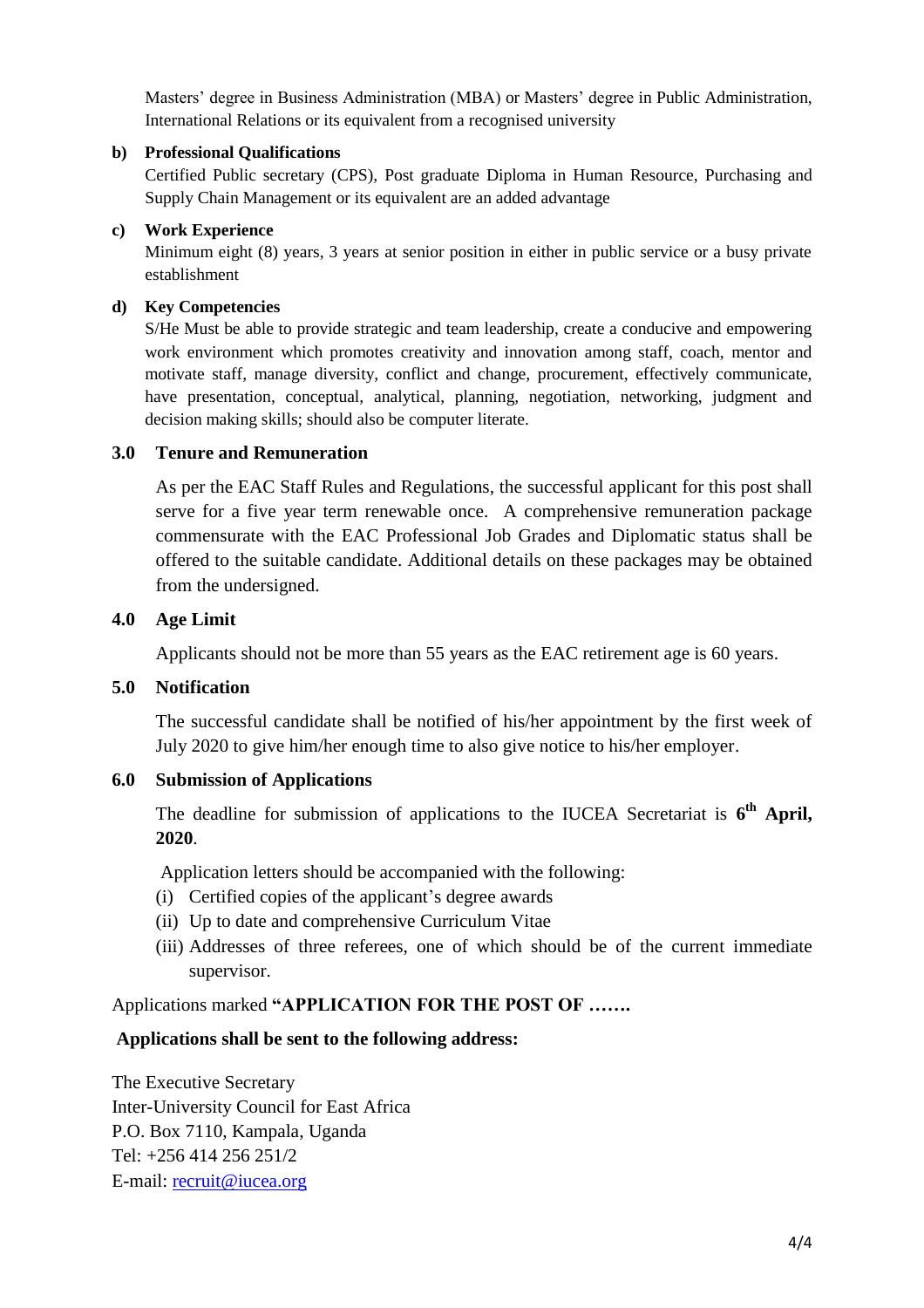Masters' degree in Business Administration (MBA) or Masters' degree in Public Administration, International Relations or its equivalent from a recognised university

**b) Professional Qualifications**

Certified Public secretary (CPS), Post graduate Diploma in Human Resource, Purchasing and Supply Chain Management or its equivalent are an added advantage

**c) Work Experience**

Minimum eight (8) years, 3 years at senior position in either in public service or a busy private establishment

**d) Key Competencies**

S/He Must be able to provide strategic and team leadership, create a conducive and empowering work environment which promotes creativity and innovation among staff, coach, mentor and motivate staff, manage diversity, conflict and change, procurement, effectively communicate, have presentation, conceptual, analytical, planning, negotiation, networking, judgment and decision making skills; should also be computer literate.

## 3.0 Tenure and Remuneration

As per the EAC Staff Rules and Regulations, the successful applicant for this post shall serve for a five year term renewable once. A comprehensive remuneration package commensurate with the EAC Professional Job Grades and Diplomatic status shall be offered to the suitable candidate. Additional details on these packages may be obtained from the undersigned.

## 4.0 Age Limit

Applicants should not be more than 55 years as the EAC retirement age is 60 years.

## 5.0 Notification

The successful candidate shall be notified of his/her appointment by the first week of July 2020 to give him/her enough time to also give notice to his/her employer.

## 6.0 Submission of Applications

The deadline for submission of applications to the IUCEA Secretariat is **6th April, 2020**.

Application letters should be accompanied with the following:

(i) Certified copies of the applicant's degree awards
(ii) Up to date and comprehensive Curriculum Vitae
(iii) Addresses of three referees, one of which should be of the current immediate supervisor.

Applications marked **"APPLICATION FOR THE POST OF …….**

**Applications shall be sent to the following address:**

The Executive Secretary
Inter-University Council for East Africa
P.O. Box 7110, Kampala, Uganda
Tel: +256 414 256 251/2
E-mail: recruit@iucea.org